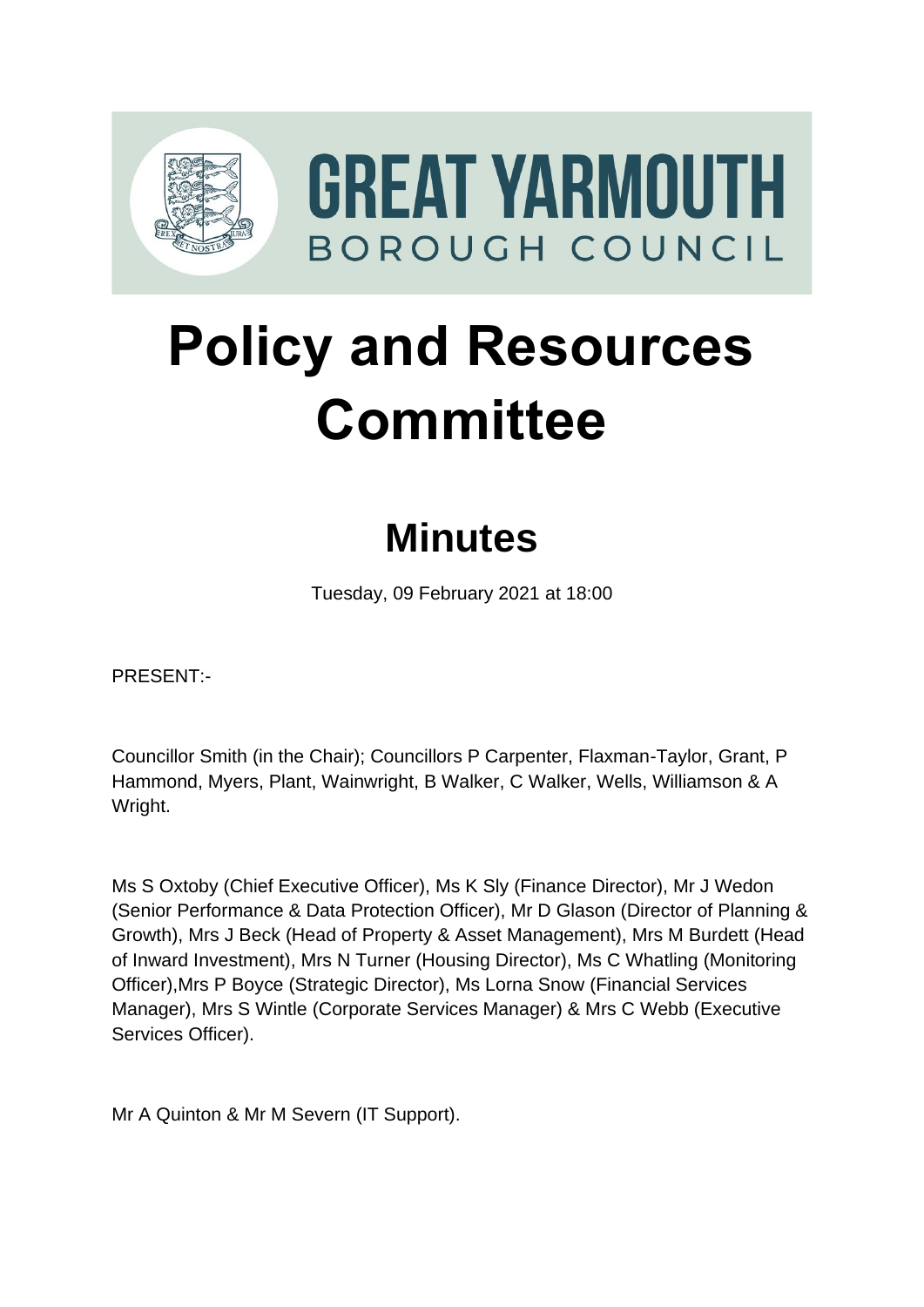GREAT YARMOUTH BOROUGH COUNCIL

# Policy and Resources Committee

## Minutes

Tuesday, 09 February 2021 at 18:00

PRESENT:-

Councillor Smith (in the Chair); Councillors P Carpenter, Flaxman-Taylor, Grant, P Hammond, Myers, Plant, Wainwright, B Walker, C Walker, Wells, Williamson & A Wright.

Ms S Oxtoby (Chief Executive Officer), Ms K Sly (Finance Director), Mr J Wedon (Senior Performance & Data Protection Officer), Mr D Glason (Director of Planning & Growth), Mrs J Beck (Head of Property & Asset Management), Mrs M Burdett (Head of Inward Investment), Mrs N Turner (Housing Director), Ms C Whatling (Monitoring Officer),Mrs P Boyce (Strategic Director), Ms Lorna Snow (Financial Services Manager), Mrs S Wintle (Corporate Services Manager) & Mrs C Webb (Executive Services Officer).

Mr A Quinton & Mr M Severn (IT Support).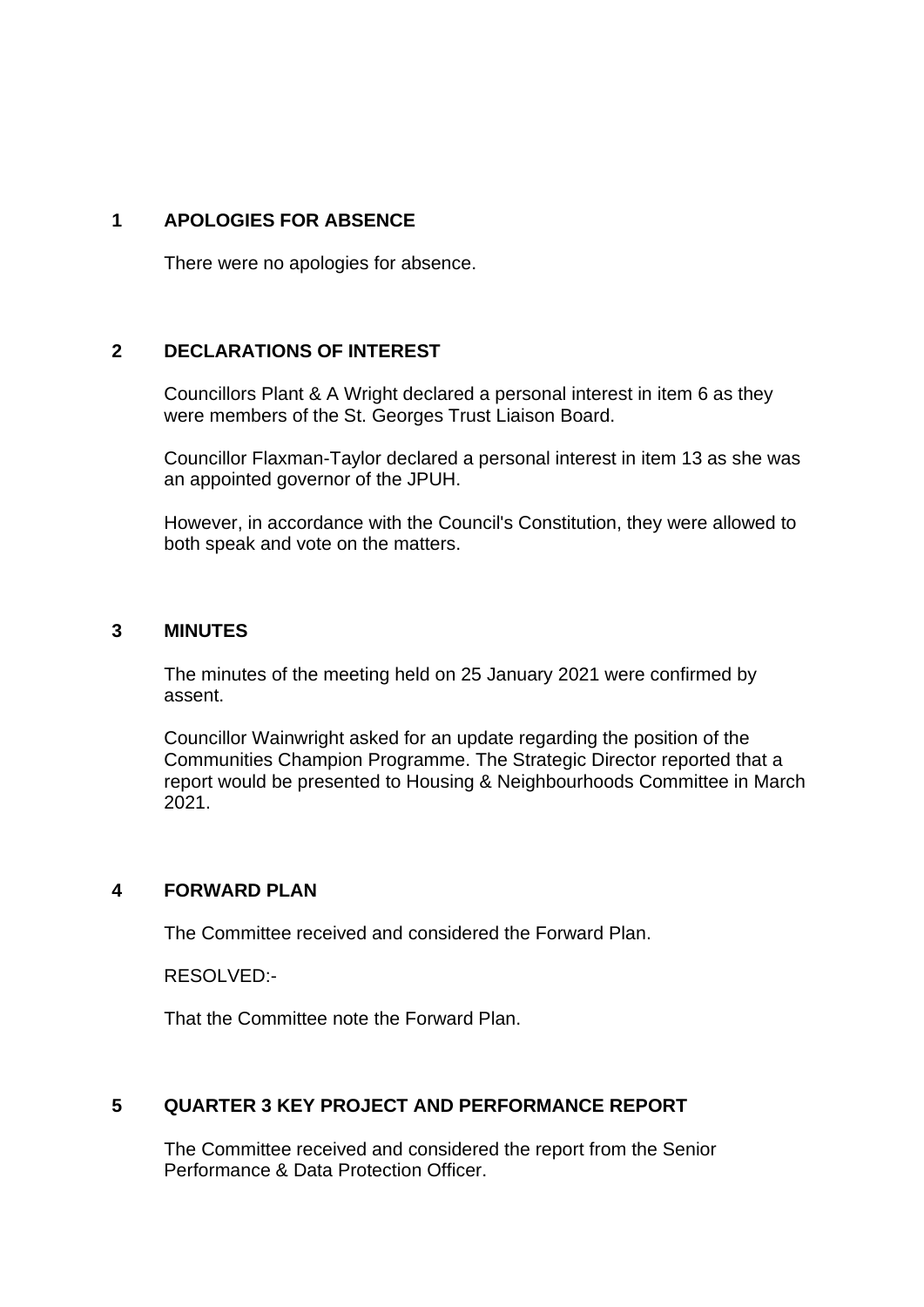## 1 APOLOGIES FOR ABSENCE

There were no apologies for absence.

## 2 DECLARATIONS OF INTEREST

Councillors Plant & A Wright declared a personal interest in item 6 as they were members of the St. Georges Trust Liaison Board.

Councillor Flaxman-Taylor declared a personal interest in item 13 as she was an appointed governor of the JPUH.

However, in accordance with the Council's Constitution, they were allowed to both speak and vote on the matters.

## 3 MINUTES

The minutes of the meeting held on 25 January 2021 were confirmed by assent.

Councillor Wainwright asked for an update regarding the position of the Communities Champion Programme. The Strategic Director reported that a report would be presented to Housing & Neighbourhoods Committee in March 2021.

## 4 FORWARD PLAN

The Committee received and considered the Forward Plan.

RESOLVED:-

That the Committee note the Forward Plan.

## 5 QUARTER 3 KEY PROJECT AND PERFORMANCE REPORT

The Committee received and considered the report from the Senior Performance & Data Protection Officer.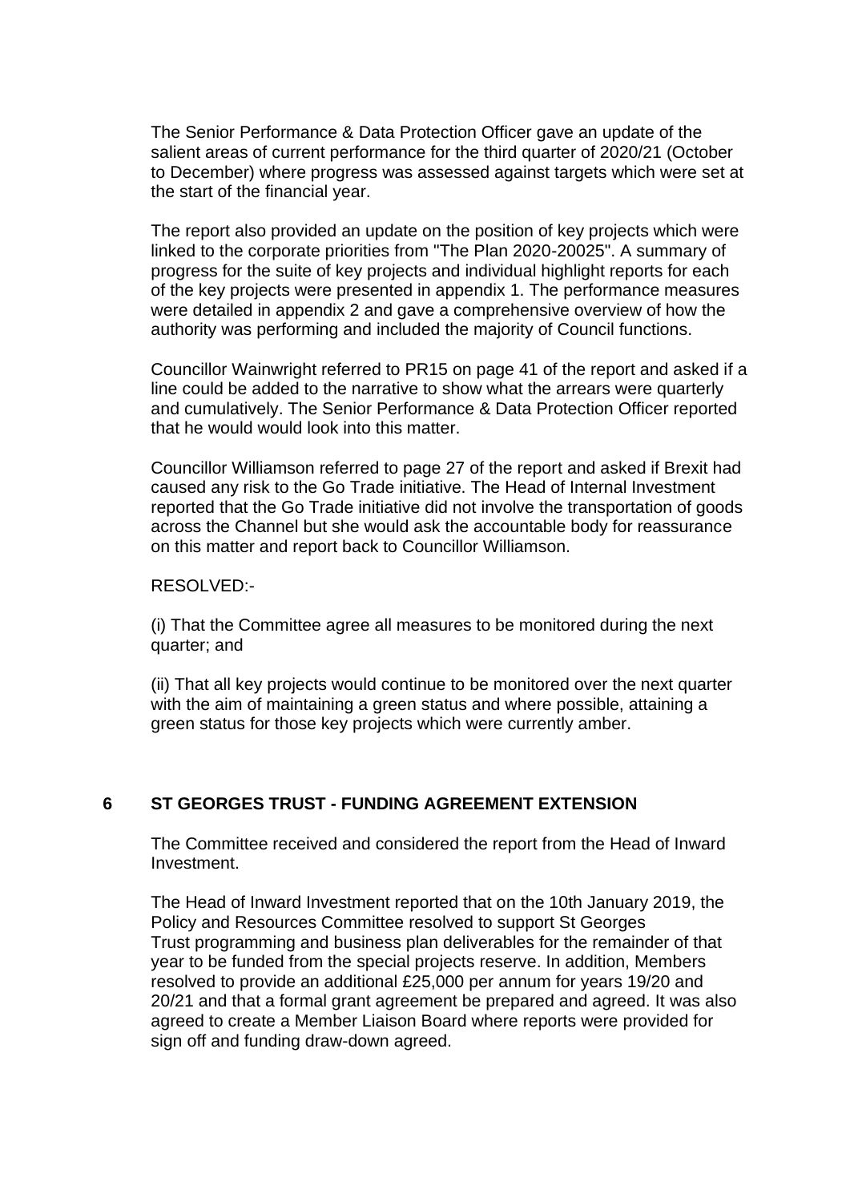The Senior Performance & Data Protection Officer gave an update of the salient areas of current performance for the third quarter of 2020/21 (October to December) where progress was assessed against targets which were set at the start of the financial year.

The report also provided an update on the position of key projects which were linked to the corporate priorities from "The Plan 2020-20025". A summary of progress for the suite of key projects and individual highlight reports for each of the key projects were presented in appendix 1. The performance measures were detailed in appendix 2 and gave a comprehensive overview of how the authority was performing and included the majority of Council functions.

Councillor Wainwright referred to PR15 on page 41 of the report and asked if a line could be added to the narrative to show what the arrears were quarterly and cumulatively. The Senior Performance & Data Protection Officer reported that he would would look into this matter.

Councillor Williamson referred to page 27 of the report and asked if Brexit had caused any risk to the Go Trade initiative. The Head of Internal Investment reported that the Go Trade initiative did not involve the transportation of goods across the Channel but she would ask the accountable body for reassurance on this matter and report back to Councillor Williamson.

RESOLVED:-

(i) That the Committee agree all measures to be monitored during the next quarter; and

(ii) That all key projects would continue to be monitored over the next quarter with the aim of maintaining a green status and where possible, attaining a green status for those key projects which were currently amber.

## 6 ST GEORGES TRUST - FUNDING AGREEMENT EXTENSION

The Committee received and considered the report from the Head of Inward Investment.

The Head of Inward Investment reported that on the 10th January 2019, the Policy and Resources Committee resolved to support St Georges Trust programming and business plan deliverables for the remainder of that year to be funded from the special projects reserve. In addition, Members resolved to provide an additional £25,000 per annum for years 19/20 and 20/21 and that a formal grant agreement be prepared and agreed. It was also agreed to create a Member Liaison Board where reports were provided for sign off and funding draw-down agreed.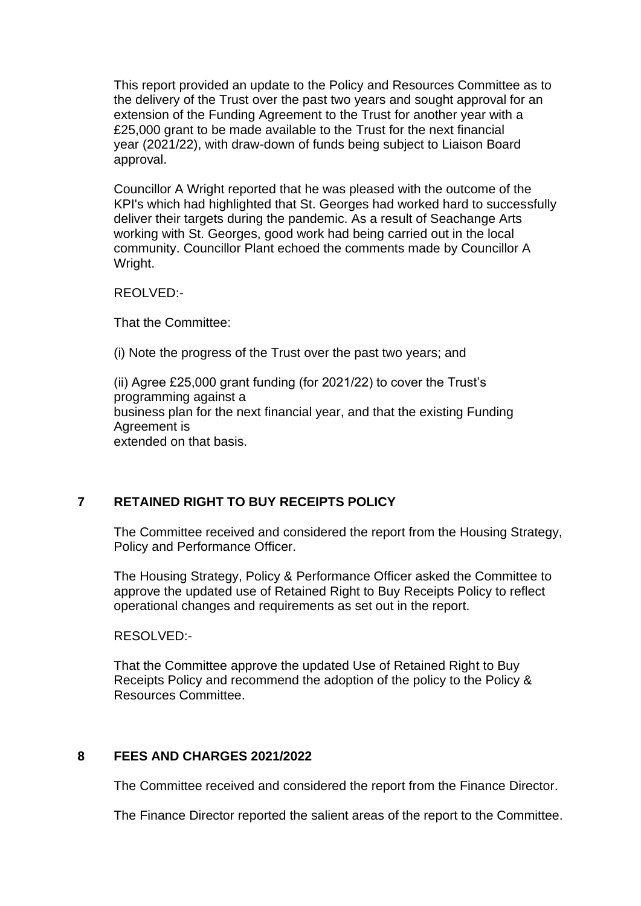This report provided an update to the Policy and Resources Committee as to the delivery of the Trust over the past two years and sought approval for an extension of the Funding Agreement to the Trust for another year with a £25,000 grant to be made available to the Trust for the next financial year (2021/22), with draw-down of funds being subject to Liaison Board approval.

Councillor A Wright reported that he was pleased with the outcome of the KPI's which had highlighted that St. Georges had worked hard to successfully deliver their targets during the pandemic. As a result of Seachange Arts working with St. Georges, good work had being carried out in the local community. Councillor Plant echoed the comments made by Councillor A Wright.

REOLVED:-

That the Committee:

(i) Note the progress of the Trust over the past two years; and

(ii) Agree £25,000 grant funding (for 2021/22) to cover the Trust's programming against a
business plan for the next financial year, and that the existing Funding Agreement is
extended on that basis.

## 7 RETAINED RIGHT TO BUY RECEIPTS POLICY

The Committee received and considered the report from the Housing Strategy, Policy and Performance Officer.

The Housing Strategy, Policy & Performance Officer asked the Committee to approve the updated use of Retained Right to Buy Receipts Policy to reflect operational changes and requirements as set out in the report.

RESOLVED:-

That the Committee approve the updated Use of Retained Right to Buy Receipts Policy and recommend the adoption of the policy to the Policy & Resources Committee.

## 8 FEES AND CHARGES 2021/2022

The Committee received and considered the report from the Finance Director.

The Finance Director reported the salient areas of the report to the Committee.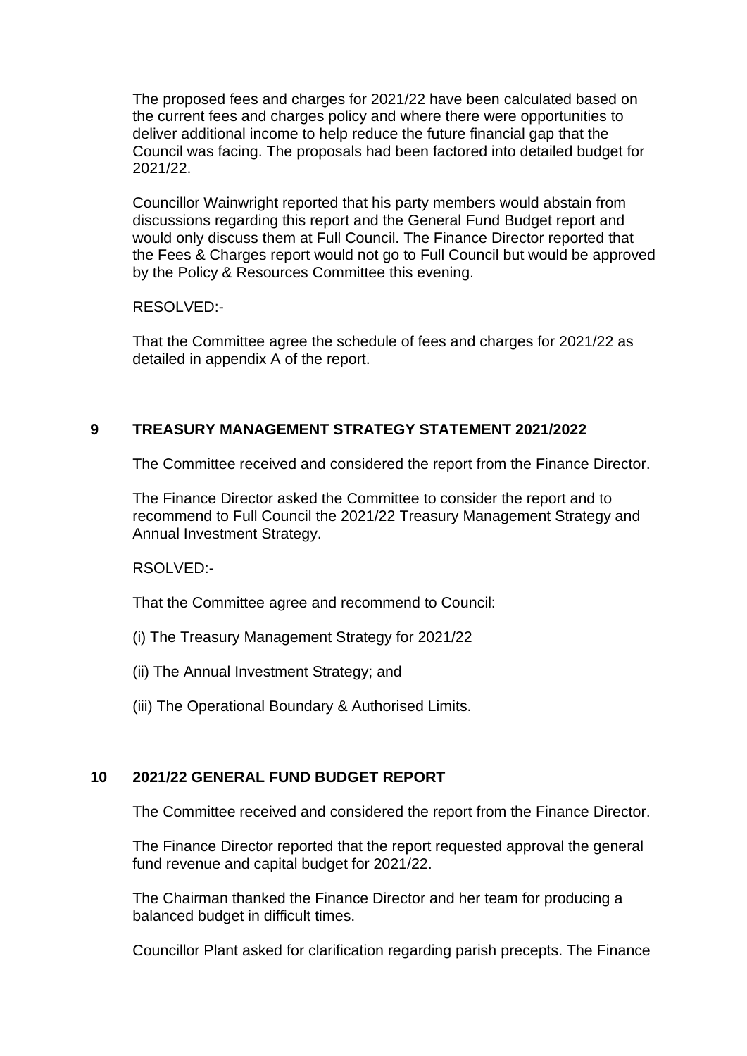The proposed fees and charges for 2021/22 have been calculated based on the current fees and charges policy and where there were opportunities to deliver additional income to help reduce the future financial gap that the Council was facing. The proposals had been factored into detailed budget for 2021/22.

Councillor Wainwright reported that his party members would abstain from discussions regarding this report and the General Fund Budget report and would only discuss them at Full Council. The Finance Director reported that the Fees & Charges report would not go to Full Council but would be approved by the Policy & Resources Committee this evening.

RESOLVED:-

That the Committee agree the schedule of fees and charges for 2021/22 as detailed in appendix A of the report.

## 9 TREASURY MANAGEMENT STRATEGY STATEMENT 2021/2022

The Committee received and considered the report from the Finance Director.

The Finance Director asked the Committee to consider the report and to recommend to Full Council the 2021/22 Treasury Management Strategy and Annual Investment Strategy.

RSOLVED:-

That the Committee agree and recommend to Council:

(i) The Treasury Management Strategy for 2021/22

(ii) The Annual Investment Strategy; and

(iii) The Operational Boundary & Authorised Limits.

## 10 2021/22 GENERAL FUND BUDGET REPORT

The Committee received and considered the report from the Finance Director.

The Finance Director reported that the report requested approval the general fund revenue and capital budget for 2021/22.

The Chairman thanked the Finance Director and her team for producing a balanced budget in difficult times.

Councillor Plant asked for clarification regarding parish precepts. The Finance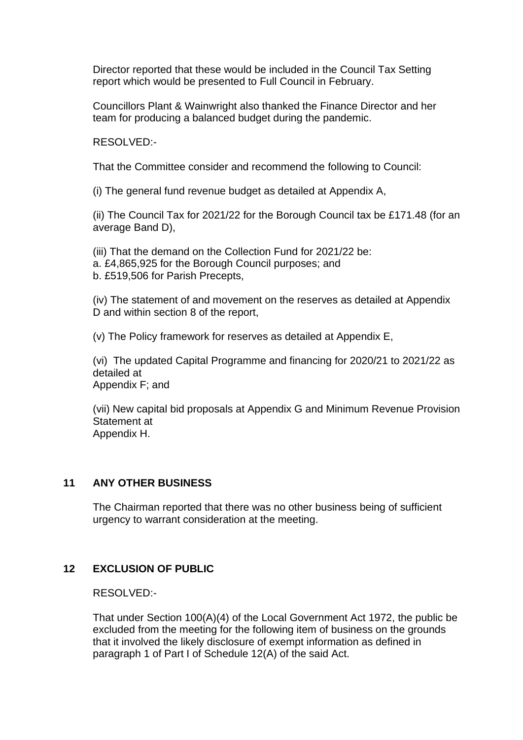Director reported that these would be included in the Council Tax Setting report which would be presented to Full Council in February.

Councillors Plant & Wainwright also thanked the Finance Director and her team for producing a balanced budget during the pandemic.

RESOLVED:-

That the Committee consider and recommend the following to Council:

(i) The general fund revenue budget as detailed at Appendix A,

(ii) The Council Tax for 2021/22 for the Borough Council tax be £171.48 (for an average Band D),

(iii) That the demand on the Collection Fund for 2021/22 be:
a. £4,865,925 for the Borough Council purposes; and
b. £519,506 for Parish Precepts,

(iv) The statement of and movement on the reserves as detailed at Appendix D and within section 8 of the report,

(v) The Policy framework for reserves as detailed at Appendix E,

(vi) The updated Capital Programme and financing for 2020/21 to 2021/22 as detailed at
Appendix F; and

(vii) New capital bid proposals at Appendix G and Minimum Revenue Provision Statement at
Appendix H.

## 11 ANY OTHER BUSINESS

The Chairman reported that there was no other business being of sufficient urgency to warrant consideration at the meeting.

## 12 EXCLUSION OF PUBLIC

RESOLVED:-

That under Section 100(A)(4) of the Local Government Act 1972, the public be excluded from the meeting for the following item of business on the grounds that it involved the likely disclosure of exempt information as defined in paragraph 1 of Part I of Schedule 12(A) of the said Act.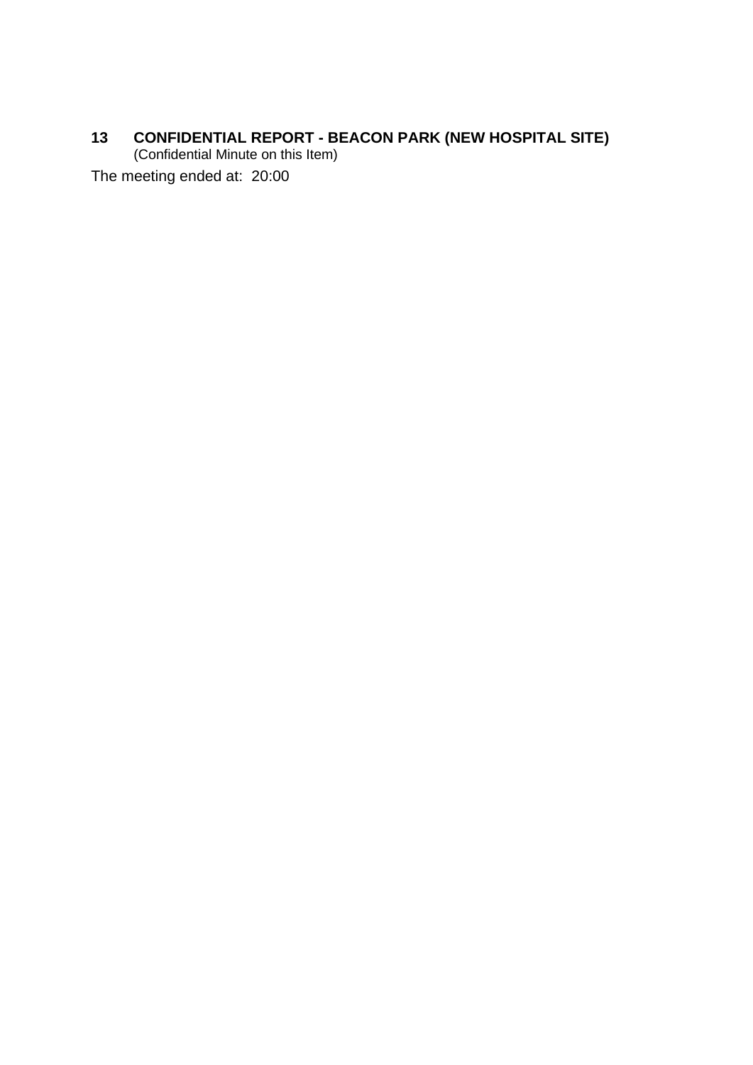**13 CONFIDENTIAL REPORT - BEACON PARK (NEW HOSPITAL SITE)**
(Confidential Minute on this Item)

The meeting ended at: 20:00